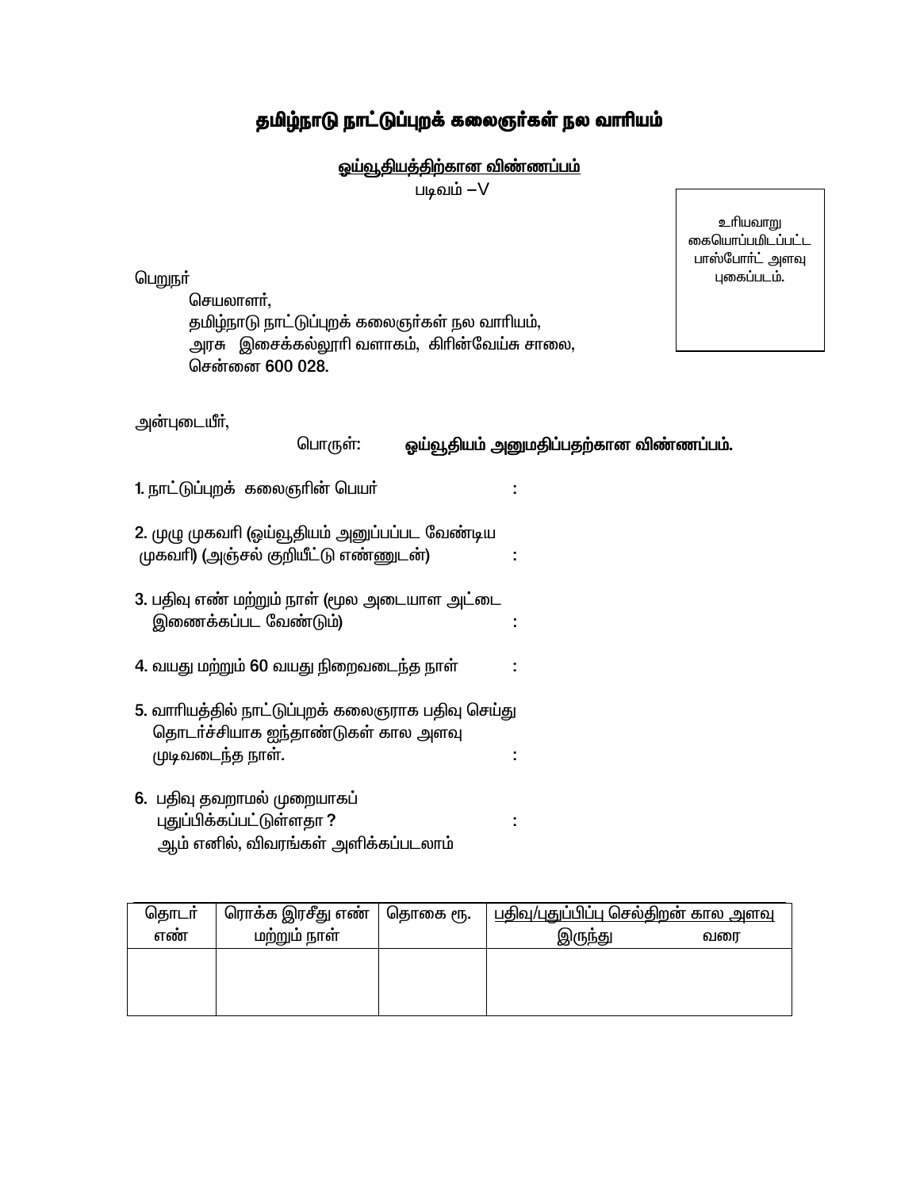# தமிழ்நாடு நாட்டுப்புறக் கலைஞர்கள் நல வாரியம்

## ஓய்வூதியத்திற்கான விண்ணப்பம்

படிவம் –V

உரியவாறு கையொப்பமிடப்பட்ட பாஸ்போர்ட் அளவு புகைப்படம்.

பெறுநர்

செயலாளர்,
தமிழ்நாடு நாட்டுப்புறக் கலைஞர்கள் நல வாரியம்,
அரசு இசைக்கல்லூரி வளாகம், கிரின்வேய்சு சாலை,
சென்னை 600 028.

அன்புடையீர்,

பொருள்: **ஓய்வூதியம் அனுமதிப்பதற்கான விண்ணப்பம்.**

1. நாட்டுப்புறக் கலைஞரின் பெயர் :

2. முழு முகவரி (ஓய்வூதியம் அனுப்பப்பட வேண்டிய முகவரி) (அஞ்சல் குறியீட்டு எண்ணுடன்) :

3. பதிவு எண் மற்றும் நாள் (மூல அடையாள அட்டை இணைக்கப்பட வேண்டும்) :

4. வயது மற்றும் 60 வயது நிறைவடைந்த நாள் :

5. வாரியத்தில் நாட்டுப்புறக் கலைஞராக பதிவு செய்து தொடர்ச்சியாக ஐந்தாண்டுகள் கால அளவு முடிவடைந்த நாள். :

6. பதிவு தவறாமல் முறையாகப் புதுப்பிக்கப்பட்டுள்ளதா ? :
   ஆம் எனில், விவரங்கள் அளிக்கப்படலாம்

| தொடர் எண் | ரொக்க இரசீது எண் மற்றும் நாள் | தொகை ரூ. | பதிவு/புதுப்பிப்பு செல்திறன் கால அளவு இருந்து | வரை |
|---|---|---|---|---|
| | | | | |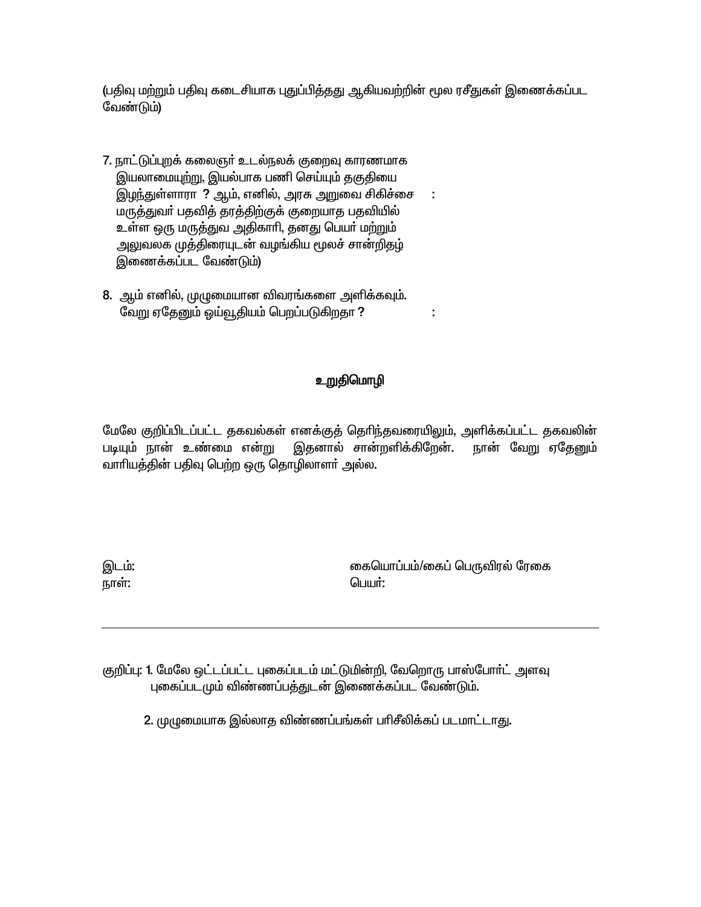(பதிவு மற்றும் பதிவு கடைசியாக புதுப்பித்தது ஆகியவற்றின் மூல ரசீதுகள் இணைக்கப்பட வேண்டும்)

7. நாட்டுப்புறக் கலைஞர் உடல்நலக் குறைவு காரணமாக இயலாமையுற்று, இயல்பாக பணி செய்யும் தகுதியை இழந்துள்ளாரா ? ஆம், எனில், அரசு அறுவை சிகிச்சை மருத்துவர் பதவித் தரத்திற்குக் குறையாத பதவியில் உள்ள ஒரு மருத்துவ அதிகாரி, தனது பெயர் மற்றும் அலுவலக முத்திரையுடன் வழங்கிய மூலச் சான்றிதழ் இணைக்கப்பட வேண்டும்) :

8. ஆம் எனில், முழுமையான விவரங்களை அளிக்கவும். வேறு ஏதேனும் ஓய்வூதியம் பெறப்படுகிறதா ? :

## <u>உறுதிமொழி</u>

மேலே குறிப்பிடப்பட்ட தகவல்கள் எனக்குத் தெரிந்தவரையிலும், அளிக்கப்பட்ட தகவலின் படியும் நான் உண்மை என்று இதனால் சான்றளிக்கிறேன். நான் வேறு ஏதேனும் வாரியத்தின் பதிவு பெற்ற ஒரு தொழிலாளர் அல்ல.

இடம்: கையொப்பம்/கைப் பெருவிரல் ரேகை

நாள்: பெயர்:

---

குறிப்பு: 1. மேலே ஒட்டப்பட்ட புகைப்படம் மட்டுமின்றி, வேறொரு பாஸ்போர்ட் அளவு புகைப்படமும் விண்ணப்பத்துடன் இணைக்கப்பட வேண்டும்.

2. முழுமையாக இல்லாத விண்ணப்பங்கள் பரிசீலிக்கப் படமாட்டாது.